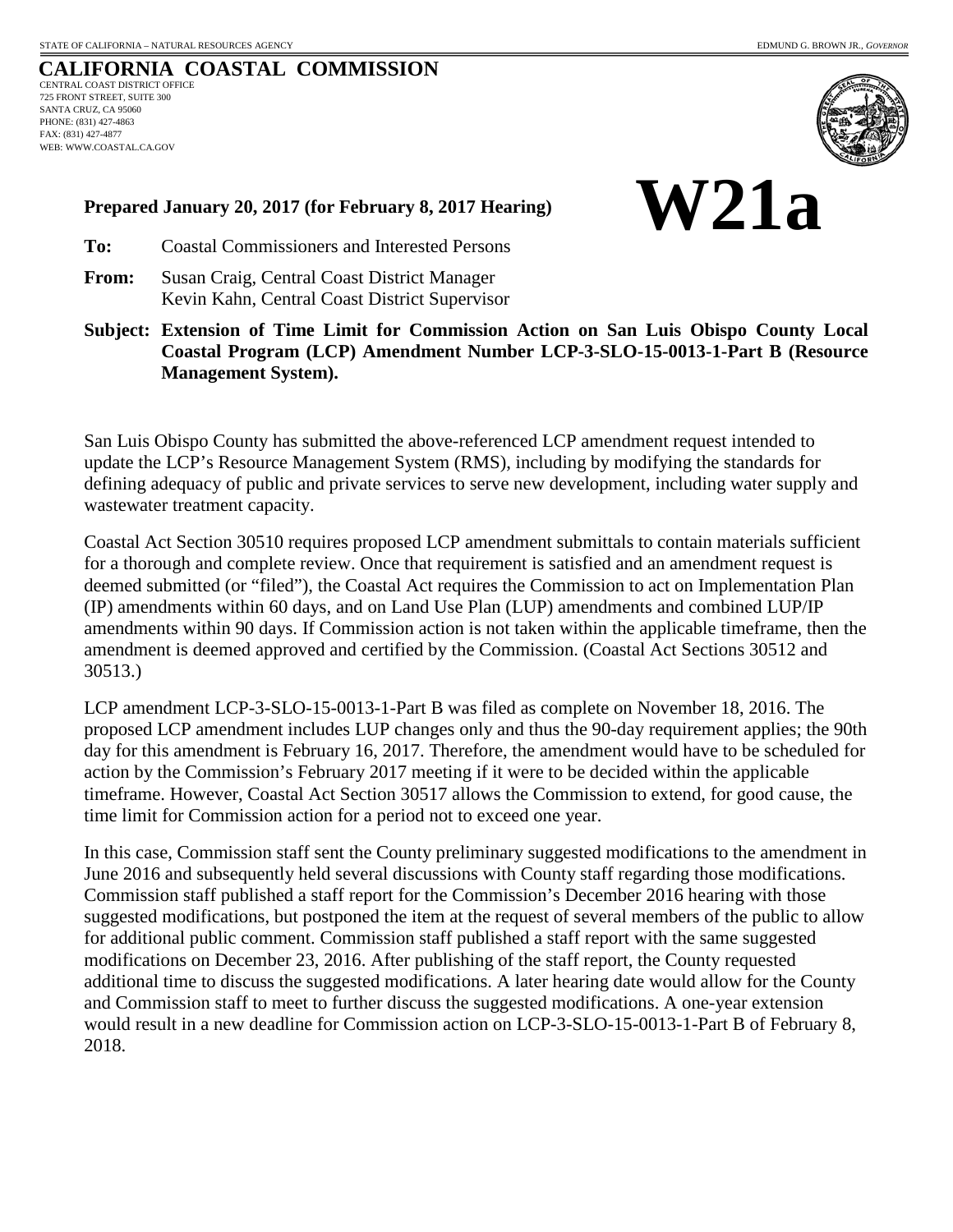STATE OF CALIFORNIA – NATURAL RESOURCES AGENCY — EDMUND G. BROWN JR., *GOVERNOR*

# CALIFORNIA COASTAL COMMISSION

CENTRAL COAST DISTRICT OFFICE
725 FRONT STREET, SUITE 300
SANTA CRUZ, CA 95060
PHONE: (831) 427-4863
FAX: (831) 427-4877
WEB: WWW.COASTAL.CA.GOV

**Prepared January 20, 2017 (for February 8, 2017 Hearing)**

# W21a

**To:** Coastal Commissioners and Interested Persons

**From:** Susan Craig, Central Coast District Manager
Kevin Kahn, Central Coast District Supervisor

**Subject: Extension of Time Limit for Commission Action on San Luis Obispo County Local Coastal Program (LCP) Amendment Number LCP-3-SLO-15-0013-1-Part B (Resource Management System).**

San Luis Obispo County has submitted the above-referenced LCP amendment request intended to update the LCP's Resource Management System (RMS), including by modifying the standards for defining adequacy of public and private services to serve new development, including water supply and wastewater treatment capacity.

Coastal Act Section 30510 requires proposed LCP amendment submittals to contain materials sufficient for a thorough and complete review. Once that requirement is satisfied and an amendment request is deemed submitted (or "filed"), the Coastal Act requires the Commission to act on Implementation Plan (IP) amendments within 60 days, and on Land Use Plan (LUP) amendments and combined LUP/IP amendments within 90 days. If Commission action is not taken within the applicable timeframe, then the amendment is deemed approved and certified by the Commission. (Coastal Act Sections 30512 and 30513.)

LCP amendment LCP-3-SLO-15-0013-1-Part B was filed as complete on November 18, 2016. The proposed LCP amendment includes LUP changes only and thus the 90-day requirement applies; the 90th day for this amendment is February 16, 2017. Therefore, the amendment would have to be scheduled for action by the Commission's February 2017 meeting if it were to be decided within the applicable timeframe. However, Coastal Act Section 30517 allows the Commission to extend, for good cause, the time limit for Commission action for a period not to exceed one year.

In this case, Commission staff sent the County preliminary suggested modifications to the amendment in June 2016 and subsequently held several discussions with County staff regarding those modifications. Commission staff published a staff report for the Commission's December 2016 hearing with those suggested modifications, but postponed the item at the request of several members of the public to allow for additional public comment. Commission staff published a staff report with the same suggested modifications on December 23, 2016. After publishing of the staff report, the County requested additional time to discuss the suggested modifications. A later hearing date would allow for the County and Commission staff to meet to further discuss the suggested modifications. A one-year extension would result in a new deadline for Commission action on LCP-3-SLO-15-0013-1-Part B of February 8, 2018.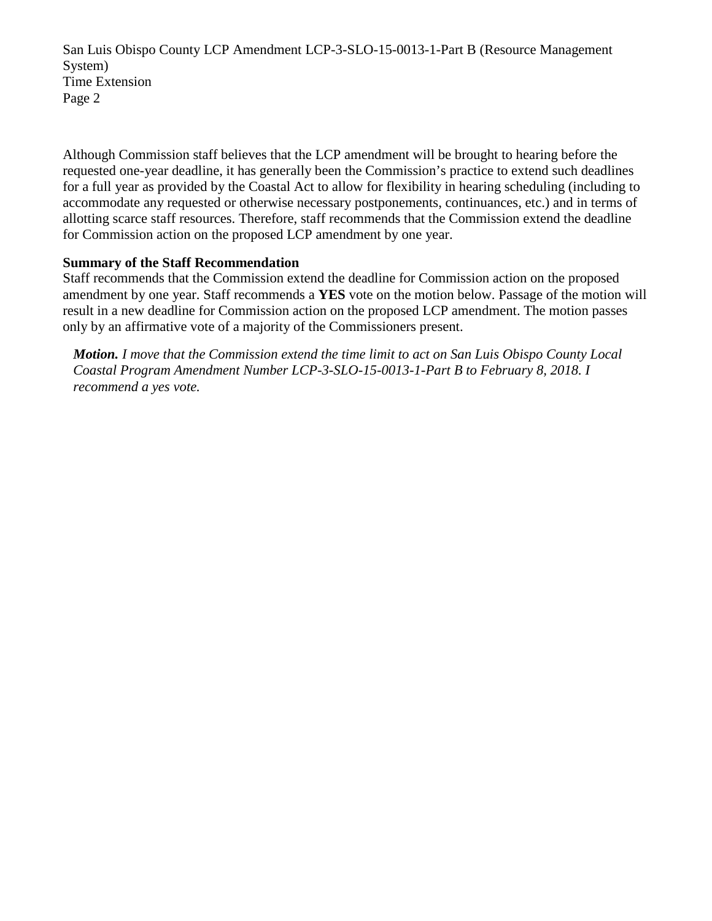Although Commission staff believes that the LCP amendment will be brought to hearing before the requested one-year deadline, it has generally been the Commission's practice to extend such deadlines for a full year as provided by the Coastal Act to allow for flexibility in hearing scheduling (including to accommodate any requested or otherwise necessary postponements, continuances, etc.) and in terms of allotting scarce staff resources. Therefore, staff recommends that the Commission extend the deadline for Commission action on the proposed LCP amendment by one year.

**Summary of the Staff Recommendation**
Staff recommends that the Commission extend the deadline for Commission action on the proposed amendment by one year. Staff recommends a **YES** vote on the motion below. Passage of the motion will result in a new deadline for Commission action on the proposed LCP amendment. The motion passes only by an affirmative vote of a majority of the Commissioners present.

> ***Motion.*** *I move that the Commission extend the time limit to act on San Luis Obispo County Local Coastal Program Amendment Number LCP-3-SLO-15-0013-1-Part B to February 8, 2018. I recommend a yes vote.*